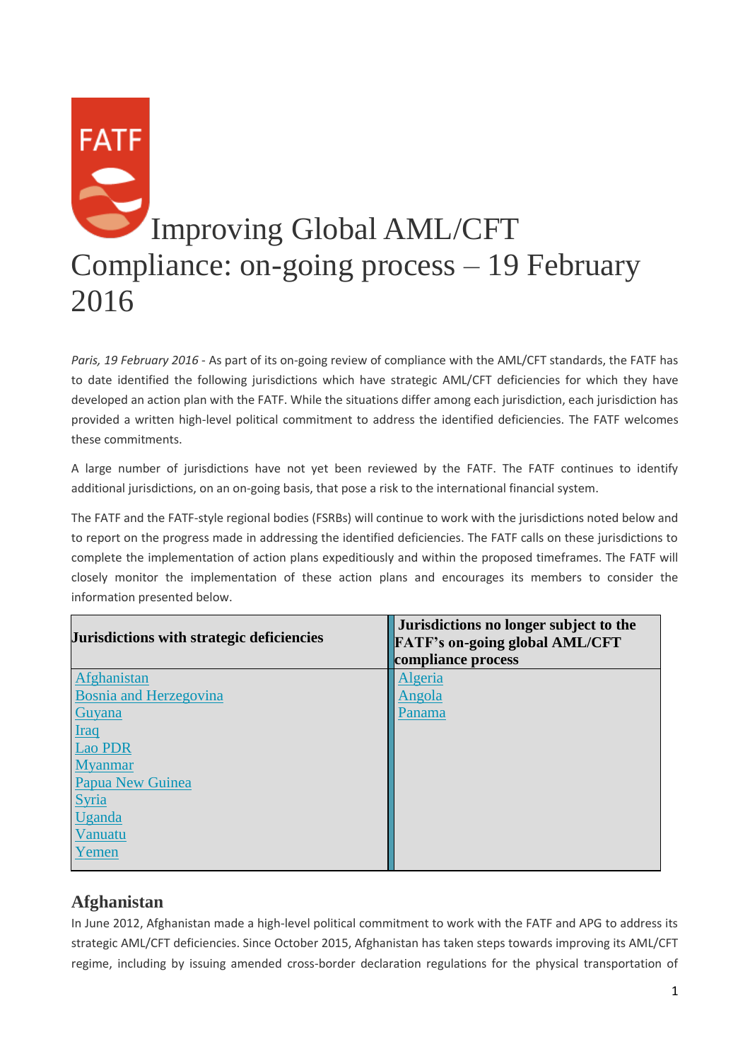# Improving Global AML/CFT Compliance: on-going process – 19 February 2016

*Paris, 19 February 2016* - As part of its on-going review of compliance with the AML/CFT standards, the FATF has to date identified the following jurisdictions which have strategic AML/CFT deficiencies for which they have developed an action plan with the FATF. While the situations differ among each jurisdiction, each jurisdiction has provided a written high-level political commitment to address the identified deficiencies. The FATF welcomes these commitments.

A large number of jurisdictions have not yet been reviewed by the FATF. The FATF continues to identify additional jurisdictions, on an on-going basis, that pose a risk to the international financial system.

The FATF and the FATF-style regional bodies (FSRBs) will continue to work with the jurisdictions noted below and to report on the progress made in addressing the identified deficiencies. The FATF calls on these jurisdictions to complete the implementation of action plans expeditiously and within the proposed timeframes. The FATF will closely monitor the implementation of these action plans and encourages its members to consider the information presented below.

| Jurisdictions with strategic deficiencies | Jurisdictions no longer subject to the FATF's on-going global AML/CFT compliance process |
|---|---|
| Afghanistan | Algeria |
| Bosnia and Herzegovina | Angola |
| Guyana | Panama |
| Iraq | |
| Lao PDR | |
| Myanmar | |
| Papua New Guinea | |
| Syria | |
| Uganda | |
| Vanuatu | |
| Yemen | |

## Afghanistan

In June 2012, Afghanistan made a high-level political commitment to work with the FATF and APG to address its strategic AML/CFT deficiencies. Since October 2015, Afghanistan has taken steps towards improving its AML/CFT regime, including by issuing amended cross-border declaration regulations for the physical transportation of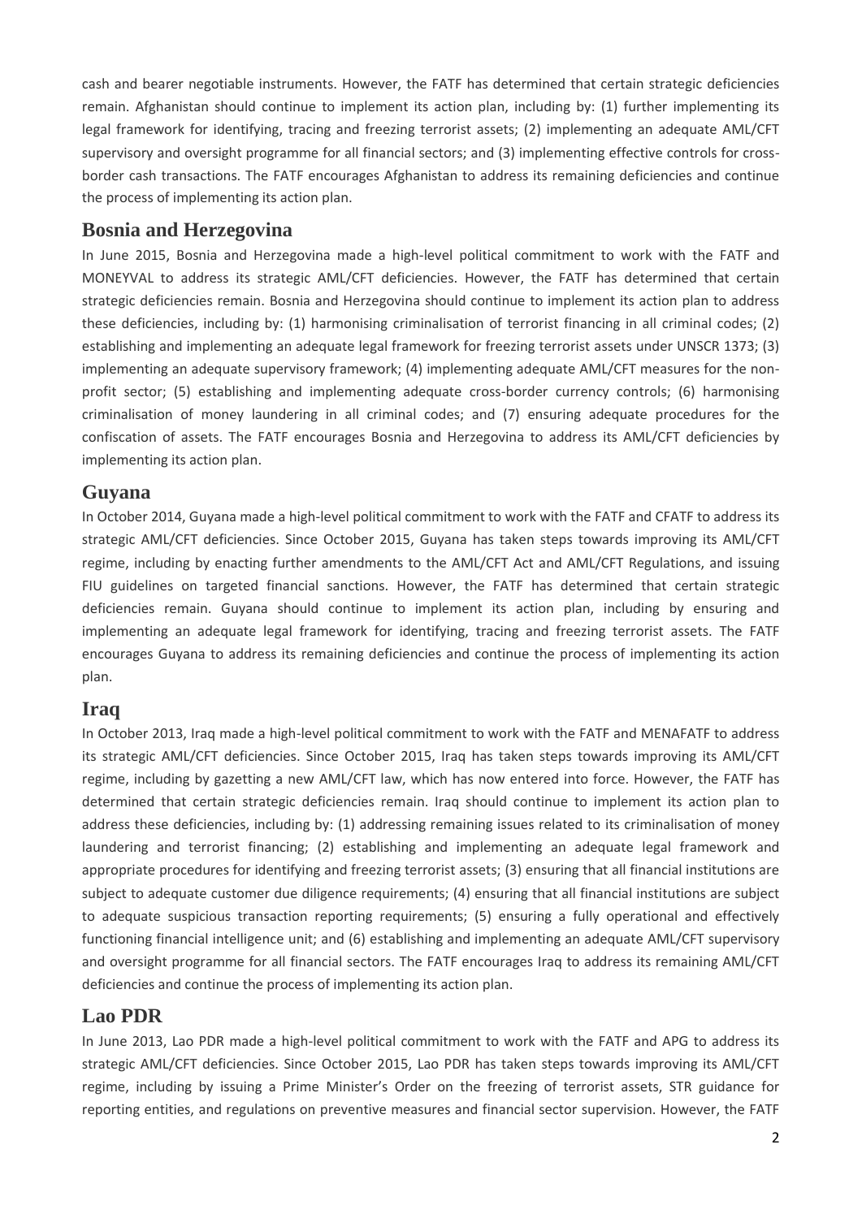cash and bearer negotiable instruments. However, the FATF has determined that certain strategic deficiencies remain. Afghanistan should continue to implement its action plan, including by: (1) further implementing its legal framework for identifying, tracing and freezing terrorist assets; (2) implementing an adequate AML/CFT supervisory and oversight programme for all financial sectors; and (3) implementing effective controls for cross-border cash transactions. The FATF encourages Afghanistan to address its remaining deficiencies and continue the process of implementing its action plan.

## Bosnia and Herzegovina

In June 2015, Bosnia and Herzegovina made a high-level political commitment to work with the FATF and MONEYVAL to address its strategic AML/CFT deficiencies. However, the FATF has determined that certain strategic deficiencies remain. Bosnia and Herzegovina should continue to implement its action plan to address these deficiencies, including by: (1) harmonising criminalisation of terrorist financing in all criminal codes; (2) establishing and implementing an adequate legal framework for freezing terrorist assets under UNSCR 1373; (3) implementing an adequate supervisory framework; (4) implementing adequate AML/CFT measures for the non-profit sector; (5) establishing and implementing adequate cross-border currency controls; (6) harmonising criminalisation of money laundering in all criminal codes; and (7) ensuring adequate procedures for the confiscation of assets. The FATF encourages Bosnia and Herzegovina to address its AML/CFT deficiencies by implementing its action plan.

## Guyana

In October 2014, Guyana made a high-level political commitment to work with the FATF and CFATF to address its strategic AML/CFT deficiencies. Since October 2015, Guyana has taken steps towards improving its AML/CFT regime, including by enacting further amendments to the AML/CFT Act and AML/CFT Regulations, and issuing FIU guidelines on targeted financial sanctions. However, the FATF has determined that certain strategic deficiencies remain. Guyana should continue to implement its action plan, including by ensuring and implementing an adequate legal framework for identifying, tracing and freezing terrorist assets. The FATF encourages Guyana to address its remaining deficiencies and continue the process of implementing its action plan.

## Iraq

In October 2013, Iraq made a high-level political commitment to work with the FATF and MENAFATF to address its strategic AML/CFT deficiencies. Since October 2015, Iraq has taken steps towards improving its AML/CFT regime, including by gazetting a new AML/CFT law, which has now entered into force. However, the FATF has determined that certain strategic deficiencies remain. Iraq should continue to implement its action plan to address these deficiencies, including by: (1) addressing remaining issues related to its criminalisation of money laundering and terrorist financing; (2) establishing and implementing an adequate legal framework and appropriate procedures for identifying and freezing terrorist assets; (3) ensuring that all financial institutions are subject to adequate customer due diligence requirements; (4) ensuring that all financial institutions are subject to adequate suspicious transaction reporting requirements; (5) ensuring a fully operational and effectively functioning financial intelligence unit; and (6) establishing and implementing an adequate AML/CFT supervisory and oversight programme for all financial sectors. The FATF encourages Iraq to address its remaining AML/CFT deficiencies and continue the process of implementing its action plan.

## Lao PDR

In June 2013, Lao PDR made a high-level political commitment to work with the FATF and APG to address its strategic AML/CFT deficiencies. Since October 2015, Lao PDR has taken steps towards improving its AML/CFT regime, including by issuing a Prime Minister's Order on the freezing of terrorist assets, STR guidance for reporting entities, and regulations on preventive measures and financial sector supervision. However, the FATF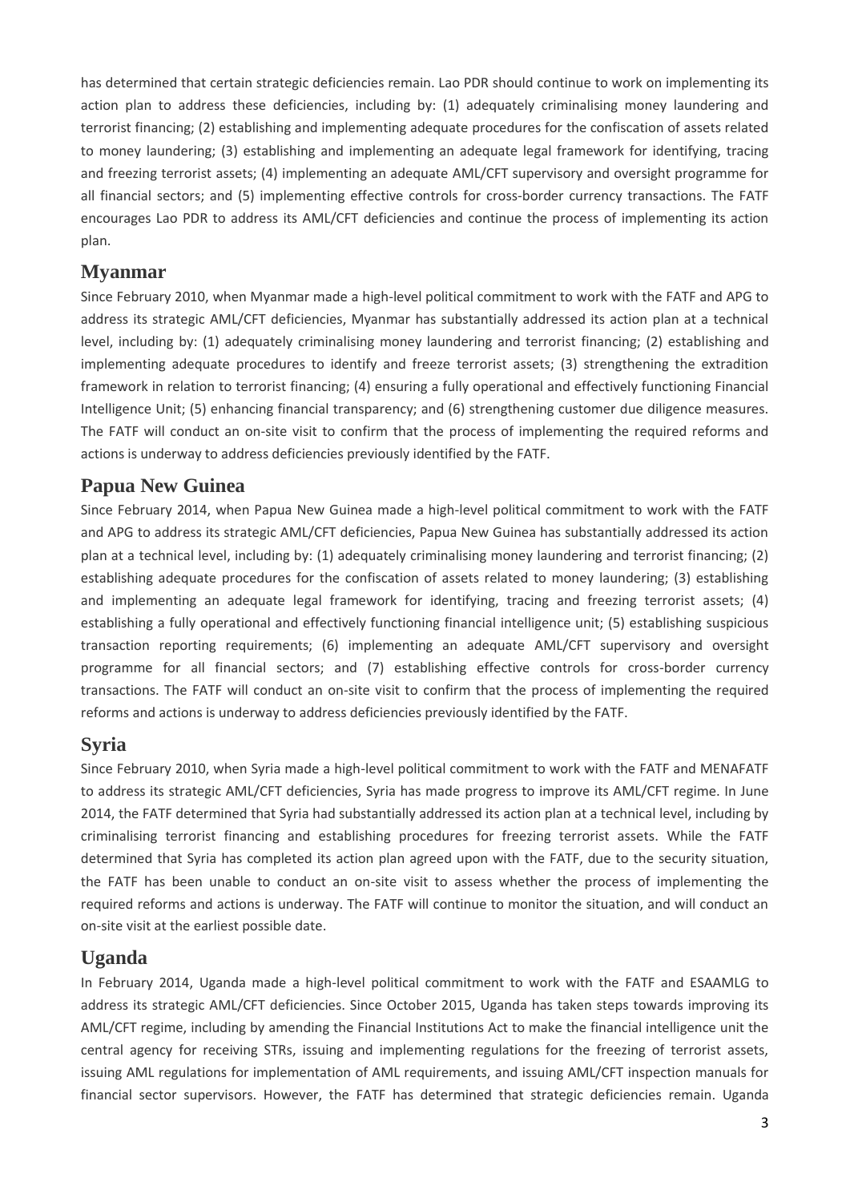has determined that certain strategic deficiencies remain. Lao PDR should continue to work on implementing its action plan to address these deficiencies, including by: (1) adequately criminalising money laundering and terrorist financing; (2) establishing and implementing adequate procedures for the confiscation of assets related to money laundering; (3) establishing and implementing an adequate legal framework for identifying, tracing and freezing terrorist assets; (4) implementing an adequate AML/CFT supervisory and oversight programme for all financial sectors; and (5) implementing effective controls for cross-border currency transactions. The FATF encourages Lao PDR to address its AML/CFT deficiencies and continue the process of implementing its action plan.

## Myanmar

Since February 2010, when Myanmar made a high-level political commitment to work with the FATF and APG to address its strategic AML/CFT deficiencies, Myanmar has substantially addressed its action plan at a technical level, including by: (1) adequately criminalising money laundering and terrorist financing; (2) establishing and implementing adequate procedures to identify and freeze terrorist assets; (3) strengthening the extradition framework in relation to terrorist financing; (4) ensuring a fully operational and effectively functioning Financial Intelligence Unit; (5) enhancing financial transparency; and (6) strengthening customer due diligence measures. The FATF will conduct an on-site visit to confirm that the process of implementing the required reforms and actions is underway to address deficiencies previously identified by the FATF.

## Papua New Guinea

Since February 2014, when Papua New Guinea made a high-level political commitment to work with the FATF and APG to address its strategic AML/CFT deficiencies, Papua New Guinea has substantially addressed its action plan at a technical level, including by: (1) adequately criminalising money laundering and terrorist financing; (2) establishing adequate procedures for the confiscation of assets related to money laundering; (3) establishing and implementing an adequate legal framework for identifying, tracing and freezing terrorist assets; (4) establishing a fully operational and effectively functioning financial intelligence unit; (5) establishing suspicious transaction reporting requirements; (6) implementing an adequate AML/CFT supervisory and oversight programme for all financial sectors; and (7) establishing effective controls for cross-border currency transactions. The FATF will conduct an on-site visit to confirm that the process of implementing the required reforms and actions is underway to address deficiencies previously identified by the FATF.

## Syria

Since February 2010, when Syria made a high-level political commitment to work with the FATF and MENAFATF to address its strategic AML/CFT deficiencies, Syria has made progress to improve its AML/CFT regime. In June 2014, the FATF determined that Syria had substantially addressed its action plan at a technical level, including by criminalising terrorist financing and establishing procedures for freezing terrorist assets. While the FATF determined that Syria has completed its action plan agreed upon with the FATF, due to the security situation, the FATF has been unable to conduct an on-site visit to assess whether the process of implementing the required reforms and actions is underway. The FATF will continue to monitor the situation, and will conduct an on-site visit at the earliest possible date.

## Uganda

In February 2014, Uganda made a high-level political commitment to work with the FATF and ESAAMLG to address its strategic AML/CFT deficiencies. Since October 2015, Uganda has taken steps towards improving its AML/CFT regime, including by amending the Financial Institutions Act to make the financial intelligence unit the central agency for receiving STRs, issuing and implementing regulations for the freezing of terrorist assets, issuing AML regulations for implementation of AML requirements, and issuing AML/CFT inspection manuals for financial sector supervisors. However, the FATF has determined that strategic deficiencies remain. Uganda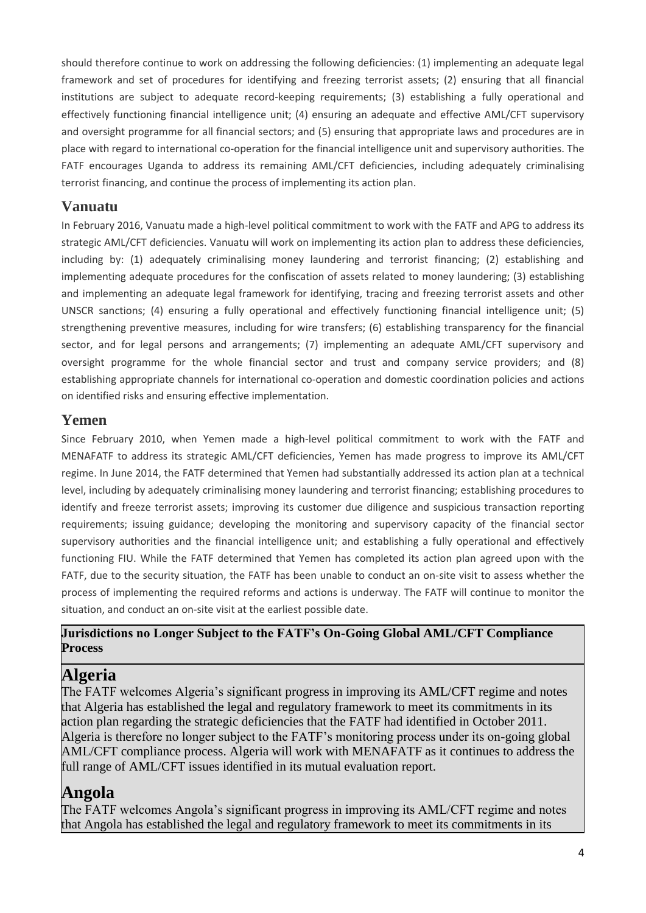should therefore continue to work on addressing the following deficiencies: (1) implementing an adequate legal framework and set of procedures for identifying and freezing terrorist assets; (2) ensuring that all financial institutions are subject to adequate record-keeping requirements; (3) establishing a fully operational and effectively functioning financial intelligence unit; (4) ensuring an adequate and effective AML/CFT supervisory and oversight programme for all financial sectors; and (5) ensuring that appropriate laws and procedures are in place with regard to international co-operation for the financial intelligence unit and supervisory authorities. The FATF encourages Uganda to address its remaining AML/CFT deficiencies, including adequately criminalising terrorist financing, and continue the process of implementing its action plan.

## Vanuatu

In February 2016, Vanuatu made a high-level political commitment to work with the FATF and APG to address its strategic AML/CFT deficiencies. Vanuatu will work on implementing its action plan to address these deficiencies, including by: (1) adequately criminalising money laundering and terrorist financing; (2) establishing and implementing adequate procedures for the confiscation of assets related to money laundering; (3) establishing and implementing an adequate legal framework for identifying, tracing and freezing terrorist assets and other UNSCR sanctions; (4) ensuring a fully operational and effectively functioning financial intelligence unit; (5) strengthening preventive measures, including for wire transfers; (6) establishing transparency for the financial sector, and for legal persons and arrangements; (7) implementing an adequate AML/CFT supervisory and oversight programme for the whole financial sector and trust and company service providers; and (8) establishing appropriate channels for international co-operation and domestic coordination policies and actions on identified risks and ensuring effective implementation.

## Yemen

Since February 2010, when Yemen made a high-level political commitment to work with the FATF and MENAFATF to address its strategic AML/CFT deficiencies, Yemen has made progress to improve its AML/CFT regime. In June 2014, the FATF determined that Yemen had substantially addressed its action plan at a technical level, including by adequately criminalising money laundering and terrorist financing; establishing procedures to identify and freeze terrorist assets; improving its customer due diligence and suspicious transaction reporting requirements; issuing guidance; developing the monitoring and supervisory capacity of the financial sector supervisory authorities and the financial intelligence unit; and establishing a fully operational and effectively functioning FIU. While the FATF determined that Yemen has completed its action plan agreed upon with the FATF, due to the security situation, the FATF has been unable to conduct an on-site visit to assess whether the process of implementing the required reforms and actions is underway. The FATF will continue to monitor the situation, and conduct an on-site visit at the earliest possible date.

**Jurisdictions no Longer Subject to the FATF's On-Going Global AML/CFT Compliance Process**

# Algeria

The FATF welcomes Algeria's significant progress in improving its AML/CFT regime and notes that Algeria has established the legal and regulatory framework to meet its commitments in its action plan regarding the strategic deficiencies that the FATF had identified in October 2011. Algeria is therefore no longer subject to the FATF's monitoring process under its on-going global AML/CFT compliance process. Algeria will work with MENAFATF as it continues to address the full range of AML/CFT issues identified in its mutual evaluation report.

# Angola

The FATF welcomes Angola's significant progress in improving its AML/CFT regime and notes that Angola has established the legal and regulatory framework to meet its commitments in its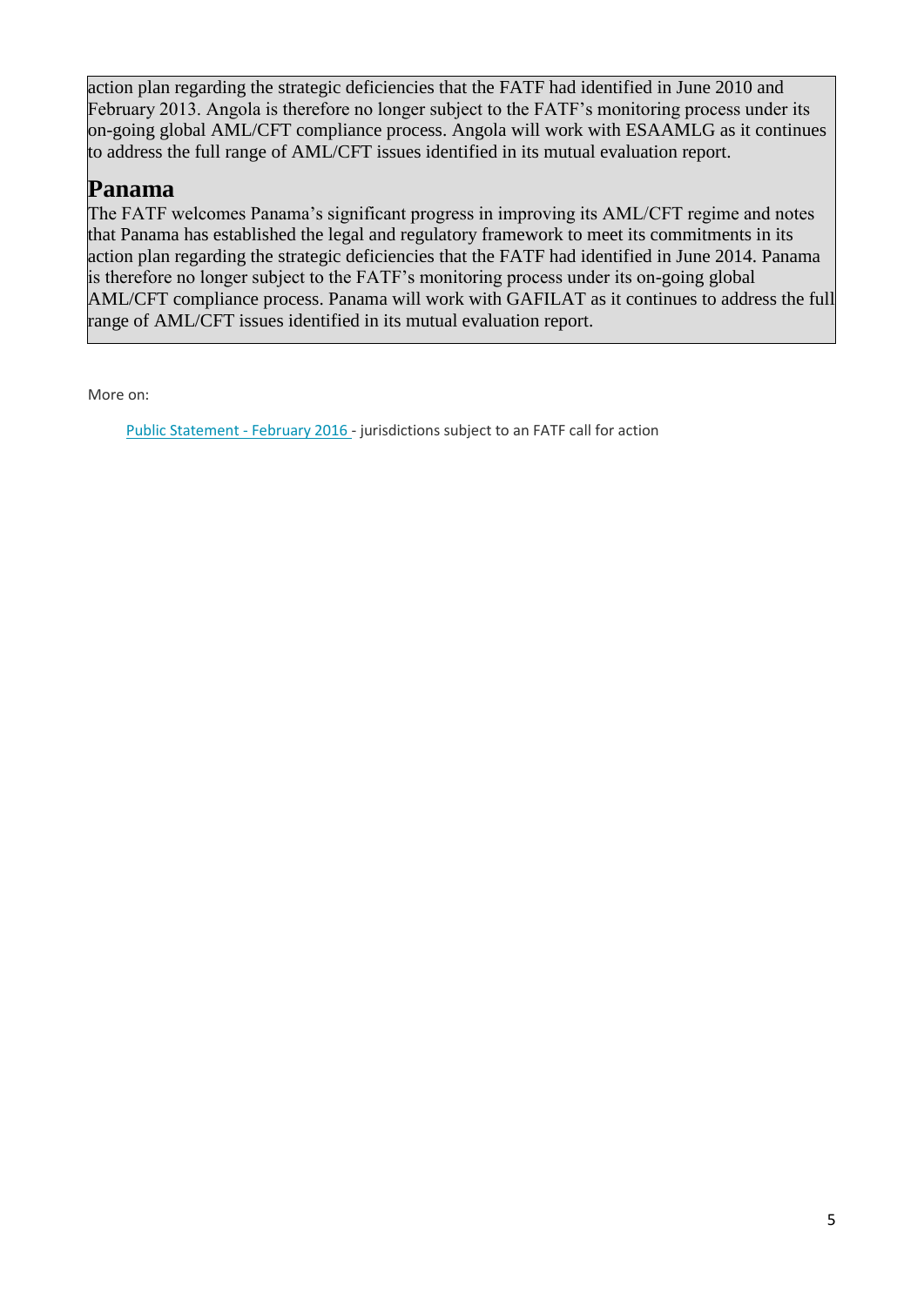action plan regarding the strategic deficiencies that the FATF had identified in June 2010 and February 2013. Angola is therefore no longer subject to the FATF's monitoring process under its on-going global AML/CFT compliance process. Angola will work with ESAAMLG as it continues to address the full range of AML/CFT issues identified in its mutual evaluation report.

## Panama

The FATF welcomes Panama's significant progress in improving its AML/CFT regime and notes that Panama has established the legal and regulatory framework to meet its commitments in its action plan regarding the strategic deficiencies that the FATF had identified in June 2014. Panama is therefore no longer subject to the FATF's monitoring process under its on-going global AML/CFT compliance process. Panama will work with GAFILAT as it continues to address the full range of AML/CFT issues identified in its mutual evaluation report.

More on:

- Public Statement - February 2016 - jurisdictions subject to an FATF call for action